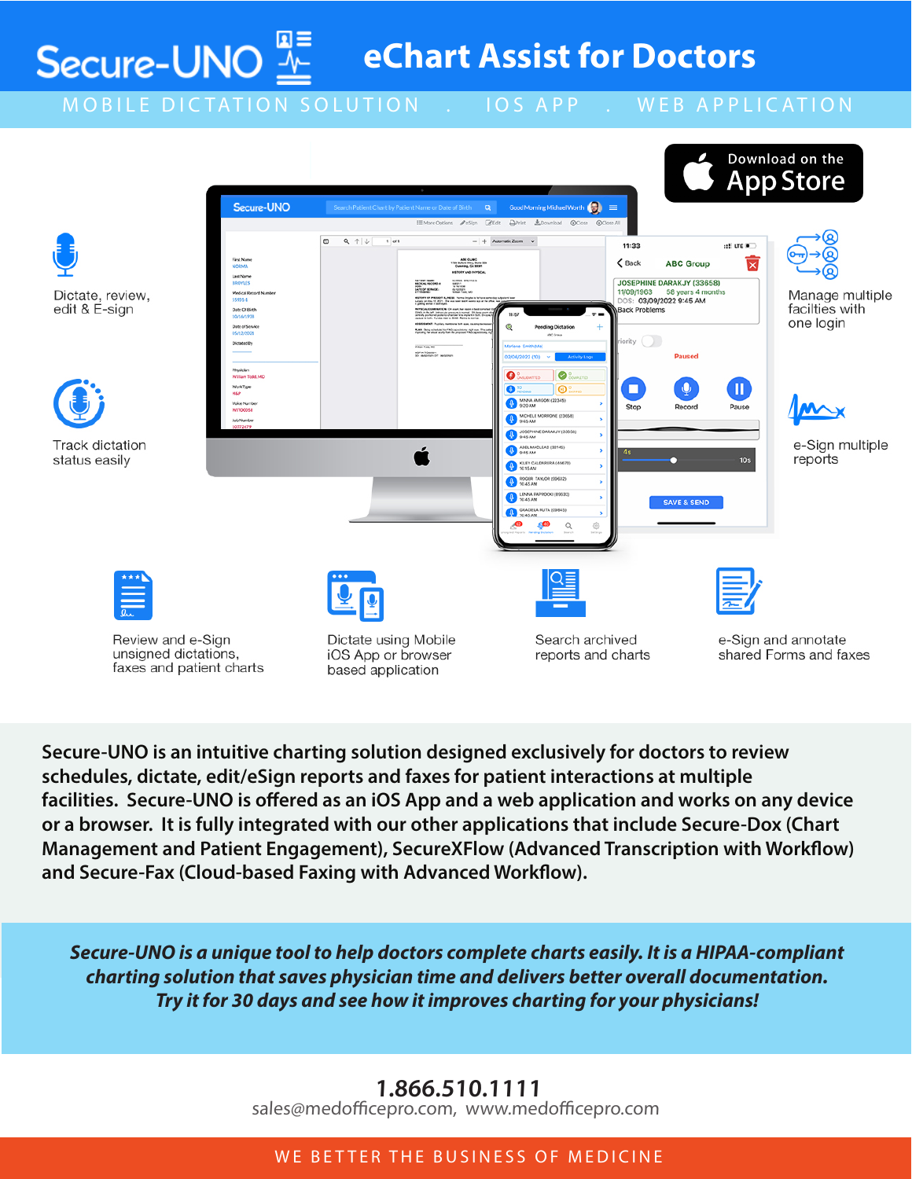# Secure-UNO

# eChart Assist for Doctors

MOBILE DICTATION SOLUTION . IOS APP . WEB APPLICATION

Download on the App Store

Dictate, review, edit & E-sign

Track dictation status easily

Manage multiple facilities with one login

e-Sign multiple reports

Review and e-Sign unsigned dictations, faxes and patient charts

Dictate using Mobile iOS App or browser based application

Search archived reports and charts

e-Sign and annotate shared Forms and faxes

**Secure-UNO is an intuitive charting solution designed exclusively for doctors to review schedules, dictate, edit/eSign reports and faxes for patient interactions at multiple facilities. Secure-UNO is offered as an iOS App and a web application and works on any device or a browser. It is fully integrated with our other applications that include Secure-Dox (Chart Management and Patient Engagement), SecureXFlow (Advanced Transcription with Workflow) and Secure-Fax (Cloud-based Faxing with Advanced Workflow).**

***Secure-UNO is a unique tool to help doctors complete charts easily. It is a HIPAA-compliant charting solution that saves physician time and delivers better overall documentation. Try it for 30 days and see how it improves charting for your physicians!***

**1.866.510.1111**
sales@medofficepro.com, www.medofficepro.com

WE BETTER THE BUSINESS OF MEDICINE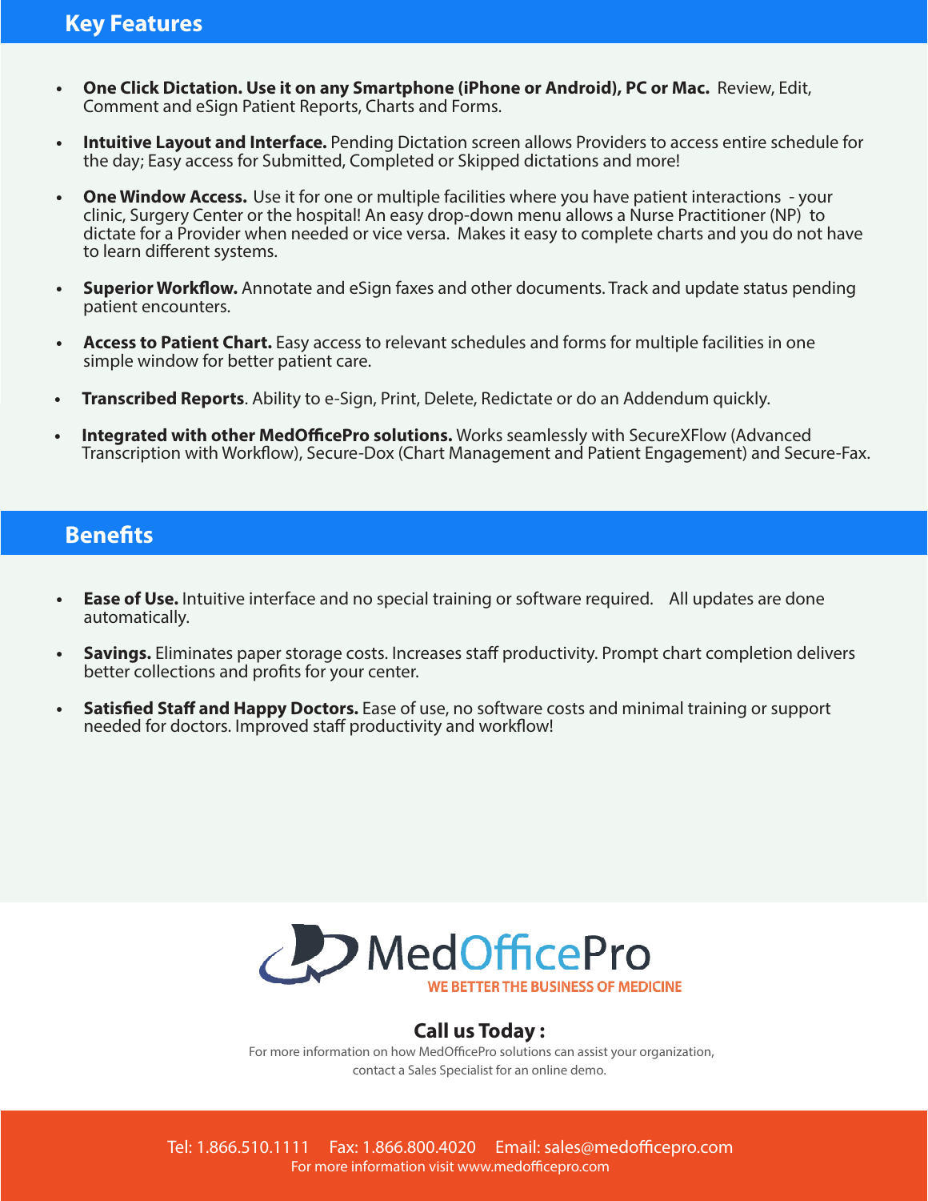## Key Features

- **One Click Dictation. Use it on any Smartphone (iPhone or Android), PC or Mac.** Review, Edit, Comment and eSign Patient Reports, Charts and Forms.
- **Intuitive Layout and Interface.** Pending Dictation screen allows Providers to access entire schedule for the day; Easy access for Submitted, Completed or Skipped dictations and more!
- **One Window Access.** Use it for one or multiple facilities where you have patient interactions - your clinic, Surgery Center or the hospital! An easy drop-down menu allows a Nurse Practitioner (NP) to dictate for a Provider when needed or vice versa. Makes it easy to complete charts and you do not have to learn different systems.
- **Superior Workflow.** Annotate and eSign faxes and other documents. Track and update status pending patient encounters.
- **Access to Patient Chart.** Easy access to relevant schedules and forms for multiple facilities in one simple window for better patient care.
- **Transcribed Reports**. Ability to e-Sign, Print, Delete, Redictate or do an Addendum quickly.
- **Integrated with other MedOfficePro solutions.** Works seamlessly with SecureXFlow (Advanced Transcription with Workflow), Secure-Dox (Chart Management and Patient Engagement) and Secure-Fax.

## Benefits

- **Ease of Use.** Intuitive interface and no special training or software required. All updates are done automatically.
- **Savings.** Eliminates paper storage costs. Increases staff productivity. Prompt chart completion delivers better collections and profits for your center.
- **Satisfied Staff and Happy Doctors.** Ease of use, no software costs and minimal training or support needed for doctors. Improved staff productivity and workflow!

MedOfficePro

WE BETTER THE BUSINESS OF MEDICINE

### Call us Today :

For more information on how MedOfficePro solutions can assist your organization, contact a Sales Specialist for an online demo.

Tel: 1.866.510.1111 Fax: 1.866.800.4020 Email: sales@medofficepro.com

For more information visit www.medofficepro.com